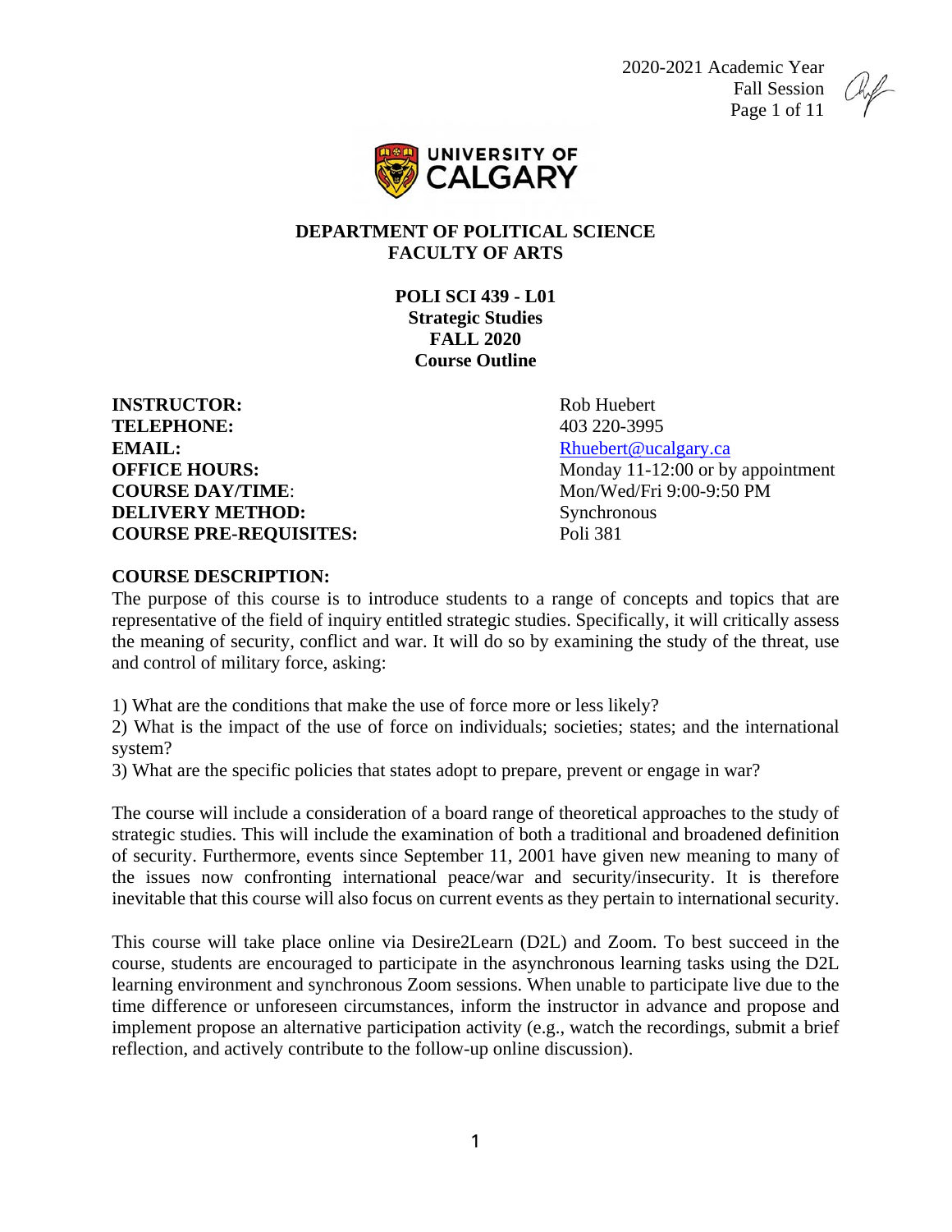**DEPARTMENT OF POLITICAL SCIENCE**
**FACULTY OF ARTS**

# POLI SCI 439 - L01
## Strategic Studies
## FALL 2020
## Course Outline

| | |
|---|---|
| **INSTRUCTOR:** | Rob Huebert |
| **TELEPHONE:** | 403 220-3995 |
| **EMAIL:** | Rhuebert@ucalgary.ca |
| **OFFICE HOURS:** | Monday 11-12:00 or by appointment |
| **COURSE DAY/TIME**: | Mon/Wed/Fri 9:00-9:50 PM |
| **DELIVERY METHOD:** | Synchronous |
| **COURSE PRE-REQUISITES:** | Poli 381 |

**COURSE DESCRIPTION:**

The purpose of this course is to introduce students to a range of concepts and topics that are representative of the field of inquiry entitled strategic studies. Specifically, it will critically assess the meaning of security, conflict and war. It will do so by examining the study of the threat, use and control of military force, asking:

1) What are the conditions that make the use of force more or less likely?
2) What is the impact of the use of force on individuals; societies; states; and the international system?
3) What are the specific policies that states adopt to prepare, prevent or engage in war?

The course will include a consideration of a board range of theoretical approaches to the study of strategic studies. This will include the examination of both a traditional and broadened definition of security. Furthermore, events since September 11, 2001 have given new meaning to many of the issues now confronting international peace/war and security/insecurity. It is therefore inevitable that this course will also focus on current events as they pertain to international security.

This course will take place online via Desire2Learn (D2L) and Zoom. To best succeed in the course, students are encouraged to participate in the asynchronous learning tasks using the D2L learning environment and synchronous Zoom sessions. When unable to participate live due to the time difference or unforeseen circumstances, inform the instructor in advance and propose and implement propose an alternative participation activity (e.g., watch the recordings, submit a brief reflection, and actively contribute to the follow-up online discussion).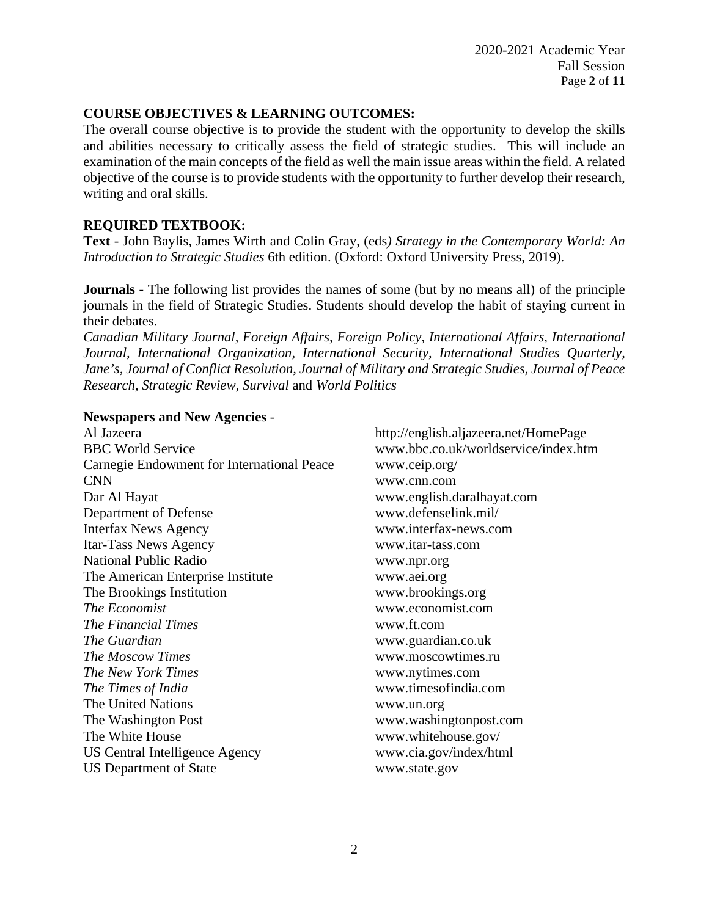## COURSE OBJECTIVES & LEARNING OUTCOMES:

The overall course objective is to provide the student with the opportunity to develop the skills and abilities necessary to critically assess the field of strategic studies. This will include an examination of the main concepts of the field as well the main issue areas within the field. A related objective of the course is to provide students with the opportunity to further develop their research, writing and oral skills.

## REQUIRED TEXTBOOK:

**Text** - John Baylis, James Wirth and Colin Gray, (eds*) Strategy in the Contemporary World: An Introduction to Strategic Studies* 6th edition. (Oxford: Oxford University Press, 2019).

**Journals** - The following list provides the names of some (but by no means all) of the principle journals in the field of Strategic Studies. Students should develop the habit of staying current in their debates.

*Canadian Military Journal, Foreign Affairs, Foreign Policy, International Affairs, International Journal, International Organization, International Security, International Studies Quarterly, Jane's, Journal of Conflict Resolution, Journal of Military and Strategic Studies, Journal of Peace Research, Strategic Review, Survival* and *World Politics*

**Newspapers and New Agencies** -

| | |
|---|---|
| Al Jazeera | http://english.aljazeera.net/HomePage |
| BBC World Service | www.bbc.co.uk/worldservice/index.htm |
| Carnegie Endowment for International Peace | www.ceip.org/ |
| CNN | www.cnn.com |
| Dar Al Hayat | www.english.daralhayat.com |
| Department of Defense | www.defenselink.mil/ |
| Interfax News Agency | www.interfax-news.com |
| Itar-Tass News Agency | www.itar-tass.com |
| National Public Radio | www.npr.org |
| The American Enterprise Institute | www.aei.org |
| The Brookings Institution | www.brookings.org |
| *The Economist* | www.economist.com |
| *The Financial Times* | www.ft.com |
| *The Guardian* | www.guardian.co.uk |
| *The Moscow Times* | www.moscowtimes.ru |
| *The New York Times* | www.nytimes.com |
| *The Times of India* | www.timesofindia.com |
| The United Nations | www.un.org |
| The Washington Post | www.washingtonpost.com |
| The White House | www.whitehouse.gov/ |
| US Central Intelligence Agency | www.cia.gov/index/html |
| US Department of State | www.state.gov |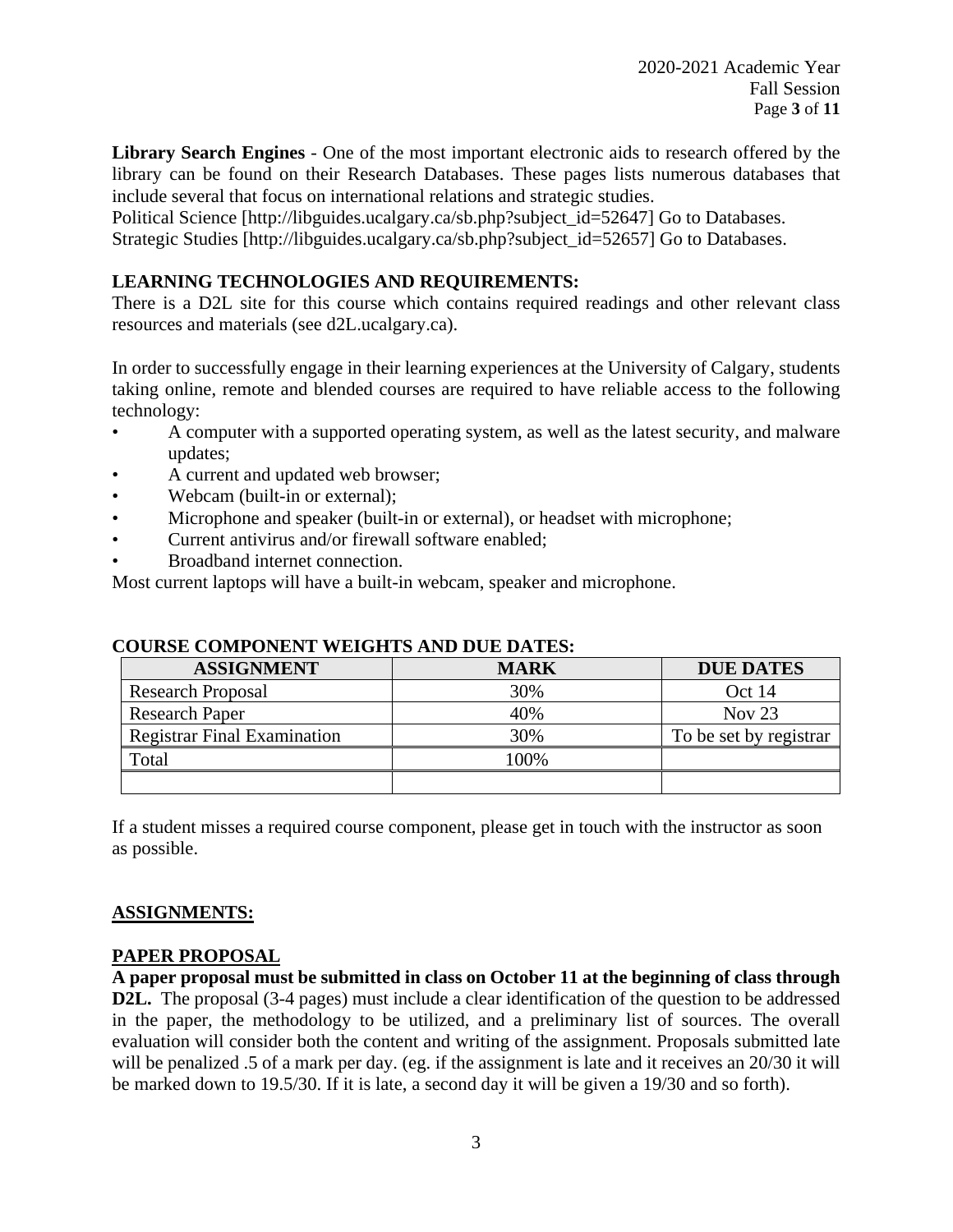**Library Search Engines** - One of the most important electronic aids to research offered by the library can be found on their Research Databases. These pages lists numerous databases that include several that focus on international relations and strategic studies.
Political Science [http://libguides.ucalgary.ca/sb.php?subject_id=52647] Go to Databases.
Strategic Studies [http://libguides.ucalgary.ca/sb.php?subject_id=52657] Go to Databases.

## LEARNING TECHNOLOGIES AND REQUIREMENTS:

There is a D2L site for this course which contains required readings and other relevant class resources and materials (see d2L.ucalgary.ca).

In order to successfully engage in their learning experiences at the University of Calgary, students taking online, remote and blended courses are required to have reliable access to the following technology:

- A computer with a supported operating system, as well as the latest security, and malware updates;
- A current and updated web browser;
- Webcam (built-in or external);
- Microphone and speaker (built-in or external), or headset with microphone;
- Current antivirus and/or firewall software enabled;
- Broadband internet connection.

Most current laptops will have a built-in webcam, speaker and microphone.

## COURSE COMPONENT WEIGHTS AND DUE DATES:

| ASSIGNMENT | MARK | DUE DATES |
|---|---|---|
| Research Proposal | 30% | Oct 14 |
| Research Paper | 40% | Nov 23 |
| Registrar Final Examination | 30% | To be set by registrar |
| Total | 100% | |
| | | |

If a student misses a required course component, please get in touch with the instructor as soon as possible.

## ASSIGNMENTS:

### PAPER PROPOSAL

**A paper proposal must be submitted in class on October 11 at the beginning of class through D2L.** The proposal (3-4 pages) must include a clear identification of the question to be addressed in the paper, the methodology to be utilized, and a preliminary list of sources. The overall evaluation will consider both the content and writing of the assignment. Proposals submitted late will be penalized .5 of a mark per day. (eg. if the assignment is late and it receives an 20/30 it will be marked down to 19.5/30. If it is late, a second day it will be given a 19/30 and so forth).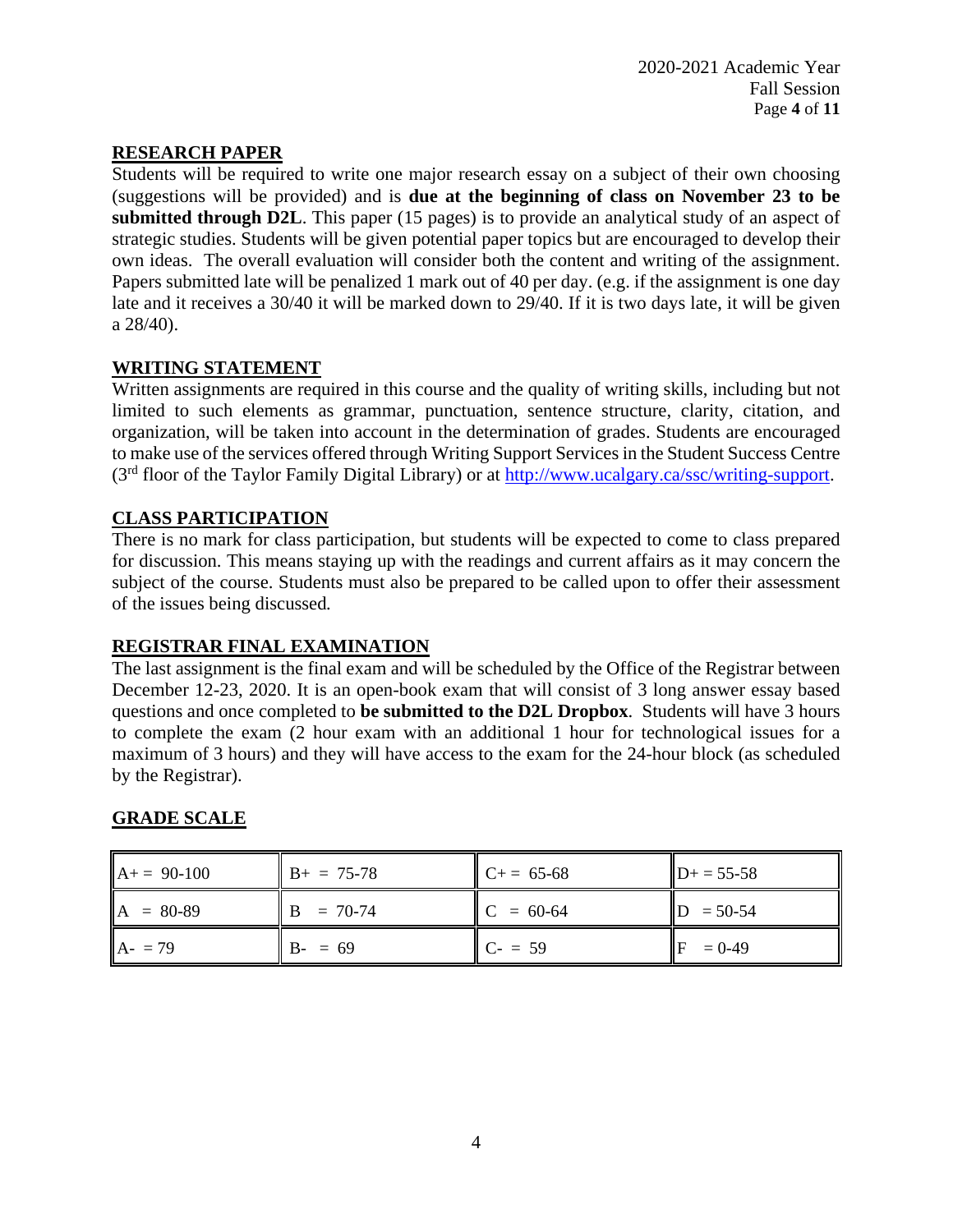## RESEARCH PAPER

Students will be required to write one major research essay on a subject of their own choosing (suggestions will be provided) and is **due at the beginning of class on November 23 to be submitted through D2L**. This paper (15 pages) is to provide an analytical study of an aspect of strategic studies. Students will be given potential paper topics but are encouraged to develop their own ideas. The overall evaluation will consider both the content and writing of the assignment. Papers submitted late will be penalized 1 mark out of 40 per day. (e.g. if the assignment is one day late and it receives a 30/40 it will be marked down to 29/40. If it is two days late, it will be given a 28/40).

## WRITING STATEMENT

Written assignments are required in this course and the quality of writing skills, including but not limited to such elements as grammar, punctuation, sentence structure, clarity, citation, and organization, will be taken into account in the determination of grades. Students are encouraged to make use of the services offered through Writing Support Services in the Student Success Centre (3rd floor of the Taylor Family Digital Library) or at [http://www.ucalgary.ca/ssc/writing-support](http://www.ucalgary.ca/ssc/writing-support).

## CLASS PARTICIPATION

There is no mark for class participation, but students will be expected to come to class prepared for discussion. This means staying up with the readings and current affairs as it may concern the subject of the course. Students must also be prepared to be called upon to offer their assessment of the issues being discussed.

## REGISTRAR FINAL EXAMINATION

The last assignment is the final exam and will be scheduled by the Office of the Registrar between December 12-23, 2020. It is an open-book exam that will consist of 3 long answer essay based questions and once completed to **be submitted to the D2L Dropbox**. Students will have 3 hours to complete the exam (2 hour exam with an additional 1 hour for technological issues for a maximum of 3 hours) and they will have access to the exam for the 24-hour block (as scheduled by the Registrar).

## GRADE SCALE

| | | | |
|---|---|---|---|
| A+ = 90-100 | B+ = 75-78 | C+ = 65-68 | D+ = 55-58 |
| A = 80-89 | B = 70-74 | C = 60-64 | D = 50-54 |
| A- = 79 | B- = 69 | C- = 59 | F = 0-49 |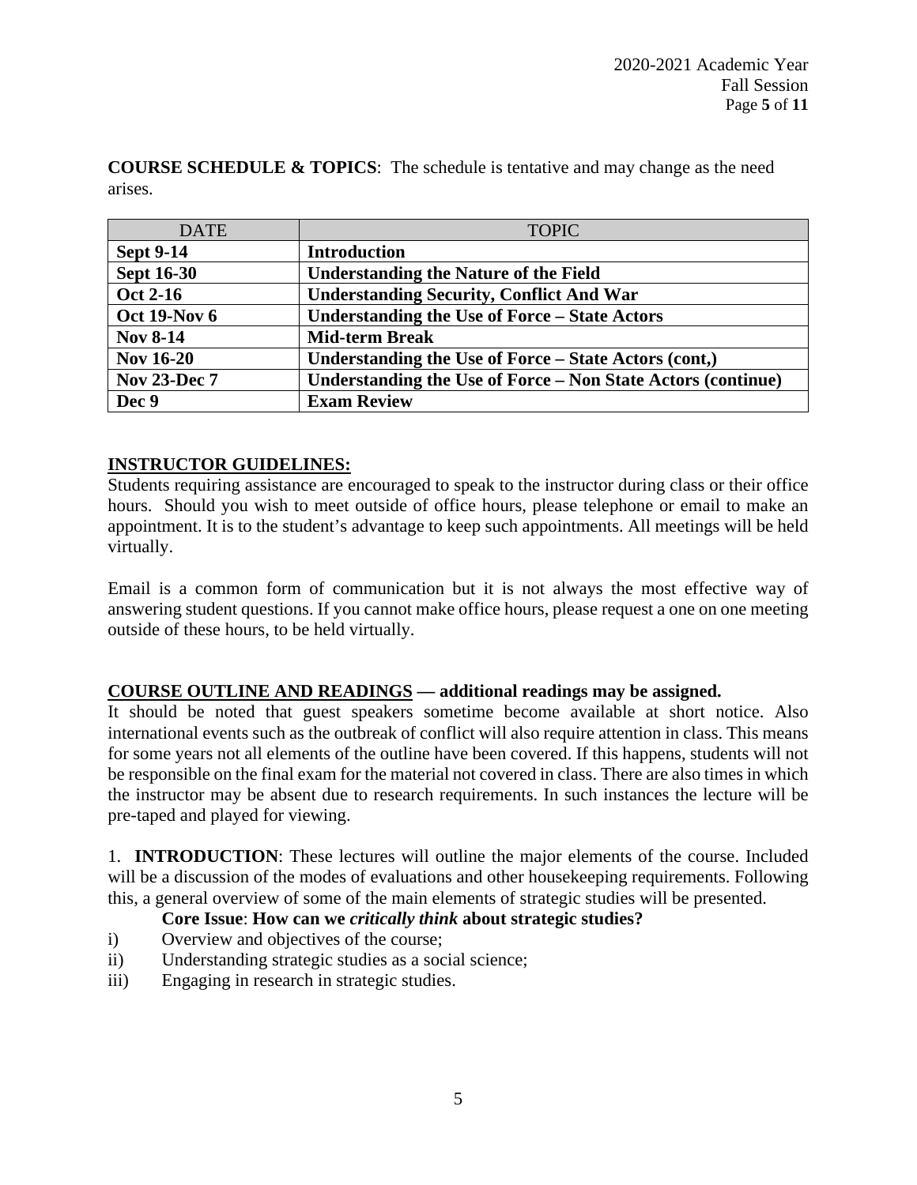**COURSE SCHEDULE & TOPICS**: The schedule is tentative and may change as the need arises.

| DATE | TOPIC |
|---|---|
| **Sept 9-14** | **Introduction** |
| **Sept 16-30** | **Understanding the Nature of the Field** |
| **Oct 2-16** | **Understanding Security, Conflict And War** |
| **Oct 19-Nov 6** | **Understanding the Use of Force – State Actors** |
| **Nov 8-14** | **Mid-term Break** |
| **Nov 16-20** | **Understanding the Use of Force – State Actors (cont,)** |
| **Nov 23-Dec 7** | **Understanding the Use of Force – Non State Actors (continue)** |
| **Dec 9** | **Exam Review** |

## INSTRUCTOR GUIDELINES:

Students requiring assistance are encouraged to speak to the instructor during class or their office hours. Should you wish to meet outside of office hours, please telephone or email to make an appointment. It is to the student's advantage to keep such appointments. All meetings will be held virtually.

Email is a common form of communication but it is not always the most effective way of answering student questions. If you cannot make office hours, please request a one on one meeting outside of these hours, to be held virtually.

## COURSE OUTLINE AND READINGS — additional readings may be assigned.

It should be noted that guest speakers sometime become available at short notice. Also international events such as the outbreak of conflict will also require attention in class. This means for some years not all elements of the outline have been covered. If this happens, students will not be responsible on the final exam for the material not covered in class. There are also times in which the instructor may be absent due to research requirements. In such instances the lecture will be pre-taped and played for viewing.

1. **INTRODUCTION**: These lectures will outline the major elements of the course. Included will be a discussion of the modes of evaluations and other housekeeping requirements. Following this, a general overview of some of the main elements of strategic studies will be presented.

**Core Issue**: **How can we *critically think* about strategic studies?**

i) Overview and objectives of the course;
ii) Understanding strategic studies as a social science;
iii) Engaging in research in strategic studies.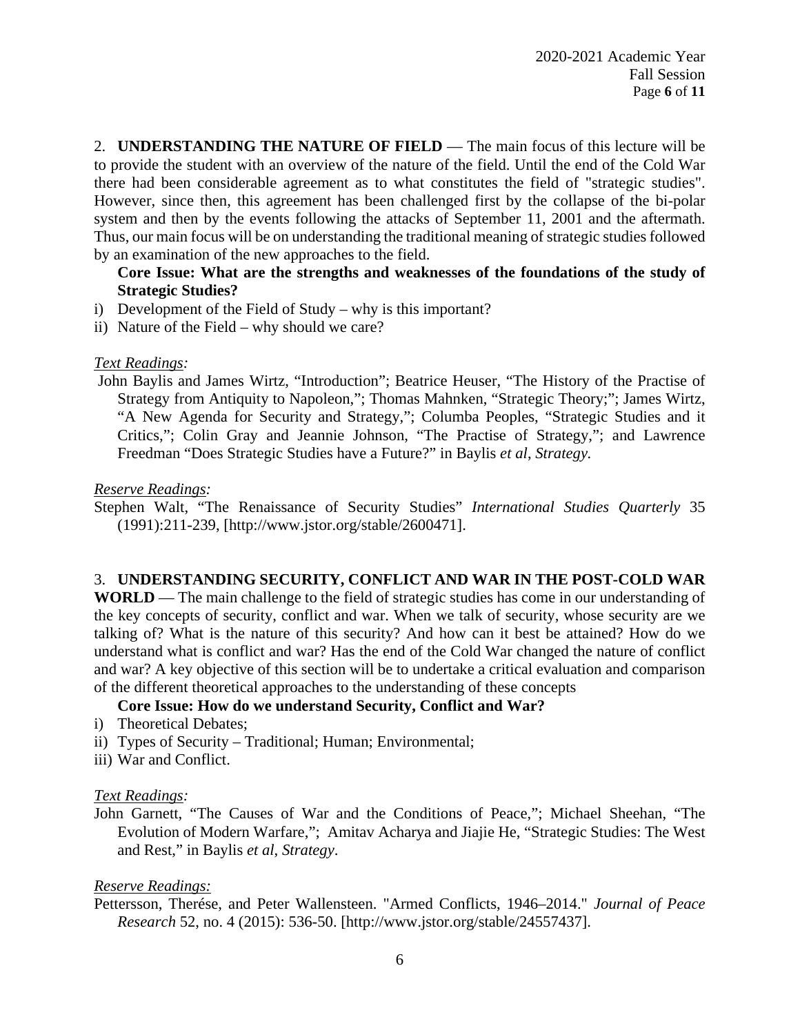2. **UNDERSTANDING THE NATURE OF FIELD** — The main focus of this lecture will be to provide the student with an overview of the nature of the field. Until the end of the Cold War there had been considerable agreement as to what constitutes the field of "strategic studies". However, since then, this agreement has been challenged first by the collapse of the bi-polar system and then by the events following the attacks of September 11, 2001 and the aftermath. Thus, our main focus will be on understanding the traditional meaning of strategic studies followed by an examination of the new approaches to the field.

**Core Issue: What are the strengths and weaknesses of the foundations of the study of Strategic Studies?**

i) Development of the Field of Study – why is this important?
ii) Nature of the Field – why should we care?

*Text Readings:*

John Baylis and James Wirtz, "Introduction"; Beatrice Heuser, "The History of the Practise of Strategy from Antiquity to Napoleon,"; Thomas Mahnken, "Strategic Theory;"; James Wirtz, "A New Agenda for Security and Strategy,"; Columba Peoples, "Strategic Studies and it Critics,"; Colin Gray and Jeannie Johnson, "The Practise of Strategy,"; and Lawrence Freedman "Does Strategic Studies have a Future?" in Baylis *et al*, *Strategy.*

*Reserve Readings:*

Stephen Walt, "The Renaissance of Security Studies" *International Studies Quarterly* 35 (1991):211-239, [http://www.jstor.org/stable/2600471].

3. **UNDERSTANDING SECURITY, CONFLICT AND WAR IN THE POST-COLD WAR WORLD** — The main challenge to the field of strategic studies has come in our understanding of the key concepts of security, conflict and war. When we talk of security, whose security are we talking of? What is the nature of this security? And how can it best be attained? How do we understand what is conflict and war? Has the end of the Cold War changed the nature of conflict and war? A key objective of this section will be to undertake a critical evaluation and comparison of the different theoretical approaches to the understanding of these concepts

**Core Issue: How do we understand Security, Conflict and War?**

i) Theoretical Debates;
ii) Types of Security – Traditional; Human; Environmental;
iii) War and Conflict.

*Text Readings:*

John Garnett, "The Causes of War and the Conditions of Peace,"; Michael Sheehan, "The Evolution of Modern Warfare,"; Amitav Acharya and Jiajie He, "Strategic Studies: The West and Rest," in Baylis *et al*, *Strategy*.

*Reserve Readings:*

Pettersson, Therése, and Peter Wallensteen. "Armed Conflicts, 1946–2014." *Journal of Peace Research* 52, no. 4 (2015): 536-50. [http://www.jstor.org/stable/24557437].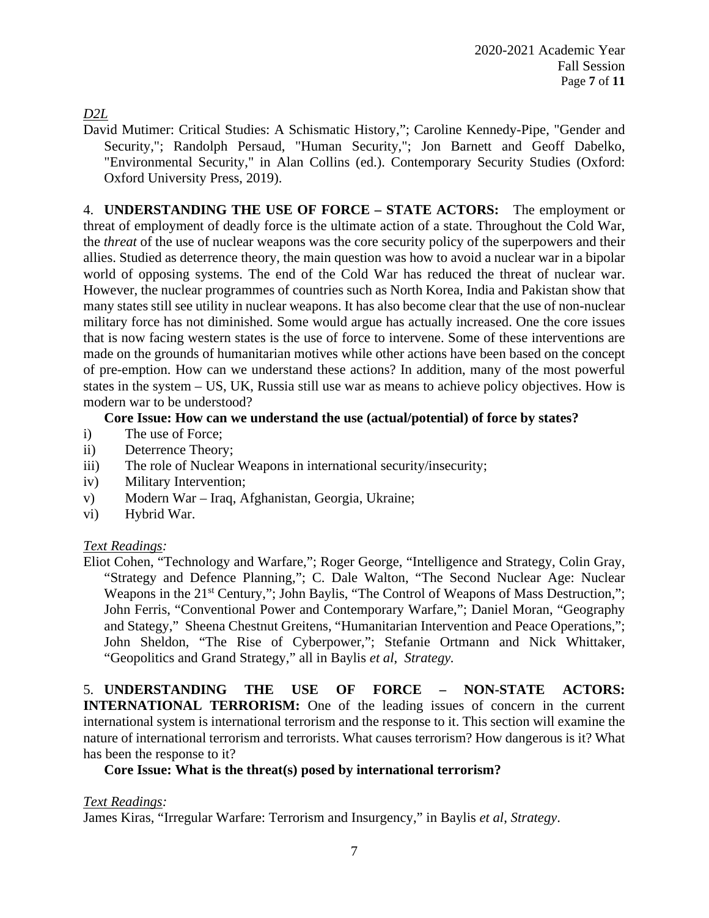*D2L*

David Mutimer: Critical Studies: A Schismatic History,"; Caroline Kennedy-Pipe, "Gender and Security,"; Randolph Persaud, "Human Security,"; Jon Barnett and Geoff Dabelko, "Environmental Security," in Alan Collins (ed.). Contemporary Security Studies (Oxford: Oxford University Press, 2019).

4. **UNDERSTANDING THE USE OF FORCE – STATE ACTORS:** The employment or threat of employment of deadly force is the ultimate action of a state. Throughout the Cold War, the *threat* of the use of nuclear weapons was the core security policy of the superpowers and their allies. Studied as deterrence theory, the main question was how to avoid a nuclear war in a bipolar world of opposing systems. The end of the Cold War has reduced the threat of nuclear war. However, the nuclear programmes of countries such as North Korea, India and Pakistan show that many states still see utility in nuclear weapons. It has also become clear that the use of non-nuclear military force has not diminished. Some would argue has actually increased. One the core issues that is now facing western states is the use of force to intervene. Some of these interventions are made on the grounds of humanitarian motives while other actions have been based on the concept of pre-emption. How can we understand these actions? In addition, many of the most powerful states in the system – US, UK, Russia still use war as means to achieve policy objectives. How is modern war to be understood?

**Core Issue: How can we understand the use (actual/potential) of force by states?**

i) The use of Force;
ii) Deterrence Theory;
iii) The role of Nuclear Weapons in international security/insecurity;
iv) Military Intervention;
v) Modern War – Iraq, Afghanistan, Georgia, Ukraine;
vi) Hybrid War.

*Text Readings:*

Eliot Cohen, "Technology and Warfare,"; Roger George, "Intelligence and Strategy, Colin Gray, "Strategy and Defence Planning,"; C. Dale Walton, "The Second Nuclear Age: Nuclear Weapons in the 21st Century,"; John Baylis, "The Control of Weapons of Mass Destruction,"; John Ferris, "Conventional Power and Contemporary Warfare,"; Daniel Moran, "Geography and Stategy," Sheena Chestnut Greitens, "Humanitarian Intervention and Peace Operations,"; John Sheldon, "The Rise of Cyberpower,"; Stefanie Ortmann and Nick Whittaker, "Geopolitics and Grand Strategy," all in Baylis *et al*, *Strategy.*

5. **UNDERSTANDING THE USE OF FORCE – NON-STATE ACTORS: INTERNATIONAL TERRORISM:** One of the leading issues of concern in the current international system is international terrorism and the response to it. This section will examine the nature of international terrorism and terrorists. What causes terrorism? How dangerous is it? What has been the response to it?

**Core Issue: What is the threat(s) posed by international terrorism?**

*Text Readings:*

James Kiras, "Irregular Warfare: Terrorism and Insurgency," in Baylis *et al*, *Strategy*.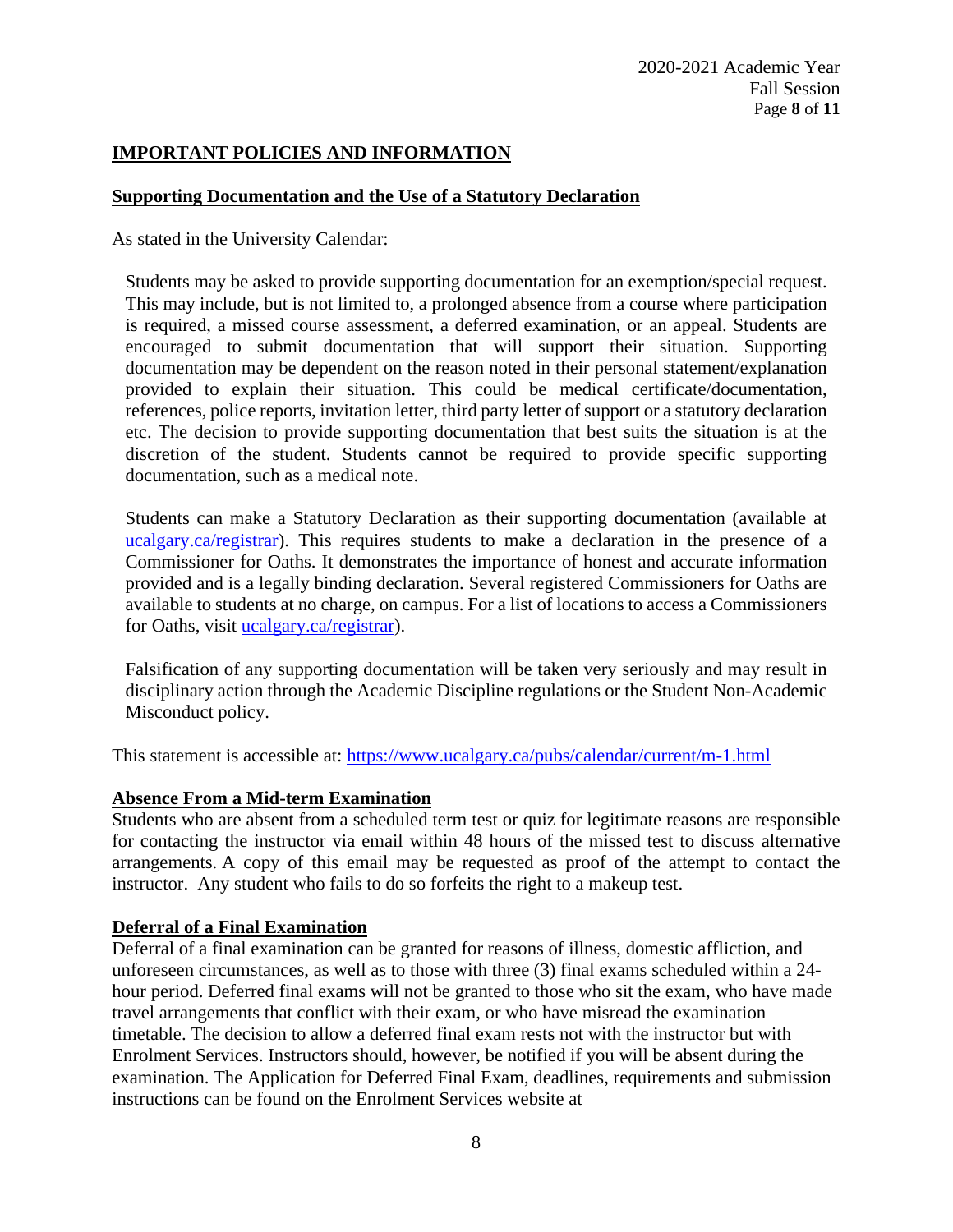## IMPORTANT POLICIES AND INFORMATION

### Supporting Documentation and the Use of a Statutory Declaration

As stated in the University Calendar:

> Students may be asked to provide supporting documentation for an exemption/special request. This may include, but is not limited to, a prolonged absence from a course where participation is required, a missed course assessment, a deferred examination, or an appeal. Students are encouraged to submit documentation that will support their situation. Supporting documentation may be dependent on the reason noted in their personal statement/explanation provided to explain their situation. This could be medical certificate/documentation, references, police reports, invitation letter, third party letter of support or a statutory declaration etc. The decision to provide supporting documentation that best suits the situation is at the discretion of the student. Students cannot be required to provide specific supporting documentation, such as a medical note.
>
> Students can make a Statutory Declaration as their supporting documentation (available at [ucalgary.ca/registrar](ucalgary.ca/registrar)). This requires students to make a declaration in the presence of a Commissioner for Oaths. It demonstrates the importance of honest and accurate information provided and is a legally binding declaration. Several registered Commissioners for Oaths are available to students at no charge, on campus. For a list of locations to access a Commissioners for Oaths, visit [ucalgary.ca/registrar](ucalgary.ca/registrar)).
>
> Falsification of any supporting documentation will be taken very seriously and may result in disciplinary action through the Academic Discipline regulations or the Student Non-Academic Misconduct policy.

This statement is accessible at: https://www.ucalgary.ca/pubs/calendar/current/m-1.html

### Absence From a Mid-term Examination

Students who are absent from a scheduled term test or quiz for legitimate reasons are responsible for contacting the instructor via email within 48 hours of the missed test to discuss alternative arrangements. A copy of this email may be requested as proof of the attempt to contact the instructor. Any student who fails to do so forfeits the right to a makeup test.

### Deferral of a Final Examination

Deferral of a final examination can be granted for reasons of illness, domestic affliction, and unforeseen circumstances, as well as to those with three (3) final exams scheduled within a 24-hour period. Deferred final exams will not be granted to those who sit the exam, who have made travel arrangements that conflict with their exam, or who have misread the examination timetable. The decision to allow a deferred final exam rests not with the instructor but with Enrolment Services. Instructors should, however, be notified if you will be absent during the examination. The Application for Deferred Final Exam, deadlines, requirements and submission instructions can be found on the Enrolment Services website at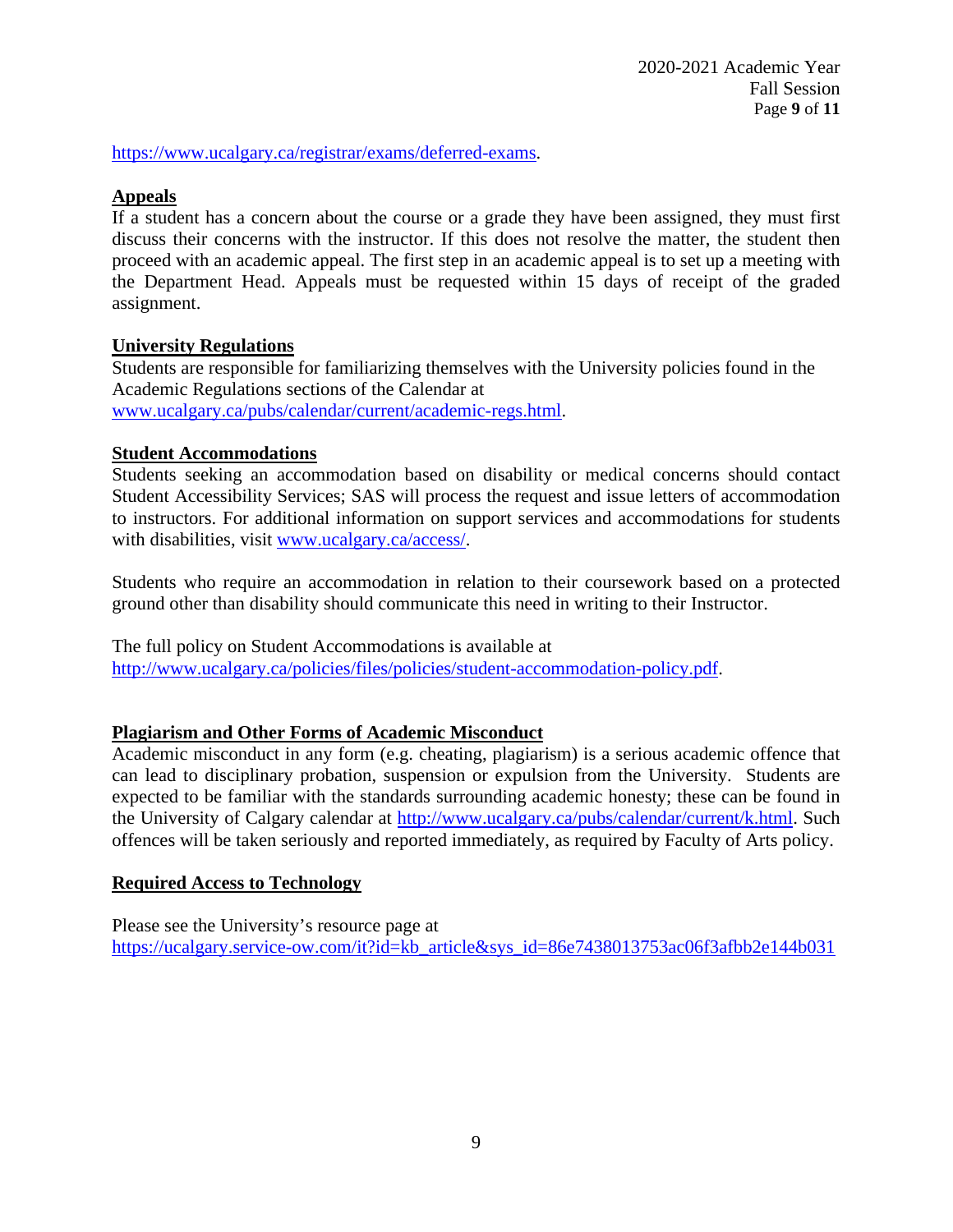https://www.ucalgary.ca/registrar/exams/deferred-exams.

**Appeals**

If a student has a concern about the course or a grade they have been assigned, they must first discuss their concerns with the instructor. If this does not resolve the matter, the student then proceed with an academic appeal. The first step in an academic appeal is to set up a meeting with the Department Head. Appeals must be requested within 15 days of receipt of the graded assignment.

**University Regulations**

Students are responsible for familiarizing themselves with the University policies found in the Academic Regulations sections of the Calendar at www.ucalgary.ca/pubs/calendar/current/academic-regs.html.

**Student Accommodations**

Students seeking an accommodation based on disability or medical concerns should contact Student Accessibility Services; SAS will process the request and issue letters of accommodation to instructors. For additional information on support services and accommodations for students with disabilities, visit www.ucalgary.ca/access/.

Students who require an accommodation in relation to their coursework based on a protected ground other than disability should communicate this need in writing to their Instructor.

The full policy on Student Accommodations is available at http://www.ucalgary.ca/policies/files/policies/student-accommodation-policy.pdf.

**Plagiarism and Other Forms of Academic Misconduct**

Academic misconduct in any form (e.g. cheating, plagiarism) is a serious academic offence that can lead to disciplinary probation, suspension or expulsion from the University. Students are expected to be familiar with the standards surrounding academic honesty; these can be found in the University of Calgary calendar at http://www.ucalgary.ca/pubs/calendar/current/k.html. Such offences will be taken seriously and reported immediately, as required by Faculty of Arts policy.

**Required Access to Technology**

Please see the University's resource page at https://ucalgary.service-ow.com/it?id=kb_article&sys_id=86e7438013753ac06f3afbb2e144b031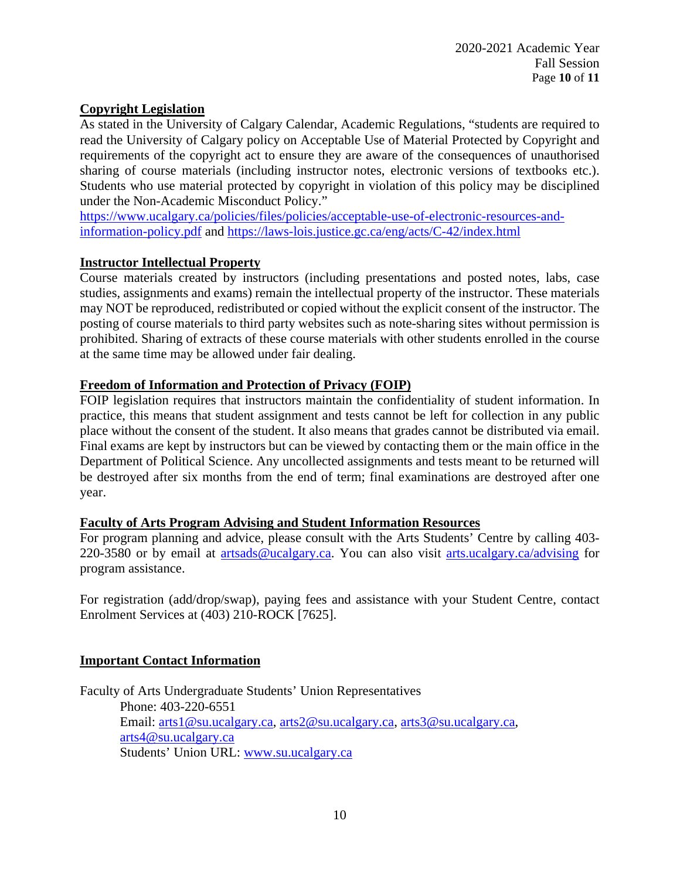## Copyright Legislation

As stated in the University of Calgary Calendar, Academic Regulations, "students are required to read the University of Calgary policy on Acceptable Use of Material Protected by Copyright and requirements of the copyright act to ensure they are aware of the consequences of unauthorised sharing of course materials (including instructor notes, electronic versions of textbooks etc.). Students who use material protected by copyright in violation of this policy may be disciplined under the Non-Academic Misconduct Policy."
[https://www.ucalgary.ca/policies/files/policies/acceptable-use-of-electronic-resources-and-information-policy.pdf](https://www.ucalgary.ca/policies/files/policies/acceptable-use-of-electronic-resources-and-information-policy.pdf) and [https://laws-lois.justice.gc.ca/eng/acts/C-42/index.html](https://laws-lois.justice.gc.ca/eng/acts/C-42/index.html)

## Instructor Intellectual Property

Course materials created by instructors (including presentations and posted notes, labs, case studies, assignments and exams) remain the intellectual property of the instructor. These materials may NOT be reproduced, redistributed or copied without the explicit consent of the instructor. The posting of course materials to third party websites such as note-sharing sites without permission is prohibited. Sharing of extracts of these course materials with other students enrolled in the course at the same time may be allowed under fair dealing.

## Freedom of Information and Protection of Privacy (FOIP)

FOIP legislation requires that instructors maintain the confidentiality of student information. In practice, this means that student assignment and tests cannot be left for collection in any public place without the consent of the student. It also means that grades cannot be distributed via email. Final exams are kept by instructors but can be viewed by contacting them or the main office in the Department of Political Science. Any uncollected assignments and tests meant to be returned will be destroyed after six months from the end of term; final examinations are destroyed after one year.

## Faculty of Arts Program Advising and Student Information Resources

For program planning and advice, please consult with the Arts Students' Centre by calling 403-220-3580 or by email at [artsads@ucalgary.ca](mailto:artsads@ucalgary.ca). You can also visit [arts.ucalgary.ca/advising](arts.ucalgary.ca/advising) for program assistance.

For registration (add/drop/swap), paying fees and assistance with your Student Centre, contact Enrolment Services at (403) 210-ROCK [7625].

## Important Contact Information

Faculty of Arts Undergraduate Students' Union Representatives
Phone: 403-220-6551
Email: [arts1@su.ucalgary.ca](mailto:arts1@su.ucalgary.ca), [arts2@su.ucalgary.ca](mailto:arts2@su.ucalgary.ca), [arts3@su.ucalgary.ca](mailto:arts3@su.ucalgary.ca), [arts4@su.ucalgary.ca](mailto:arts4@su.ucalgary.ca)
Students' Union URL: [www.su.ucalgary.ca](www.su.ucalgary.ca)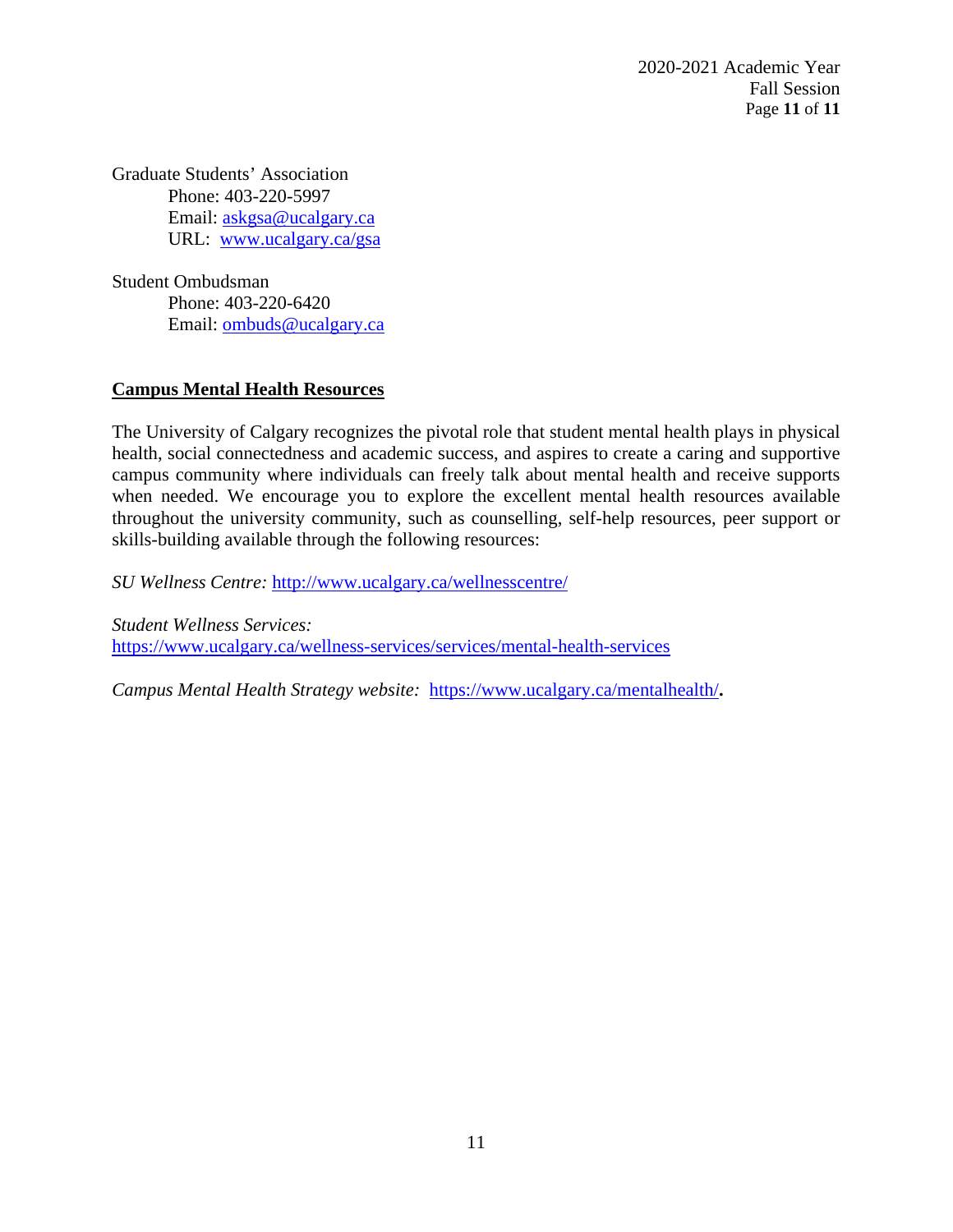Graduate Students' Association
Phone: 403-220-5997
Email: askgsa@ucalgary.ca
URL: www.ucalgary.ca/gsa

Student Ombudsman
Phone: 403-220-6420
Email: ombuds@ucalgary.ca

## Campus Mental Health Resources

The University of Calgary recognizes the pivotal role that student mental health plays in physical health, social connectedness and academic success, and aspires to create a caring and supportive campus community where individuals can freely talk about mental health and receive supports when needed. We encourage you to explore the excellent mental health resources available throughout the university community, such as counselling, self-help resources, peer support or skills-building available through the following resources:

*SU Wellness Centre:* http://www.ucalgary.ca/wellnesscentre/

*Student Wellness Services:*
https://www.ucalgary.ca/wellness-services/services/mental-health-services

*Campus Mental Health Strategy website:* https://www.ucalgary.ca/mentalhealth/**.**